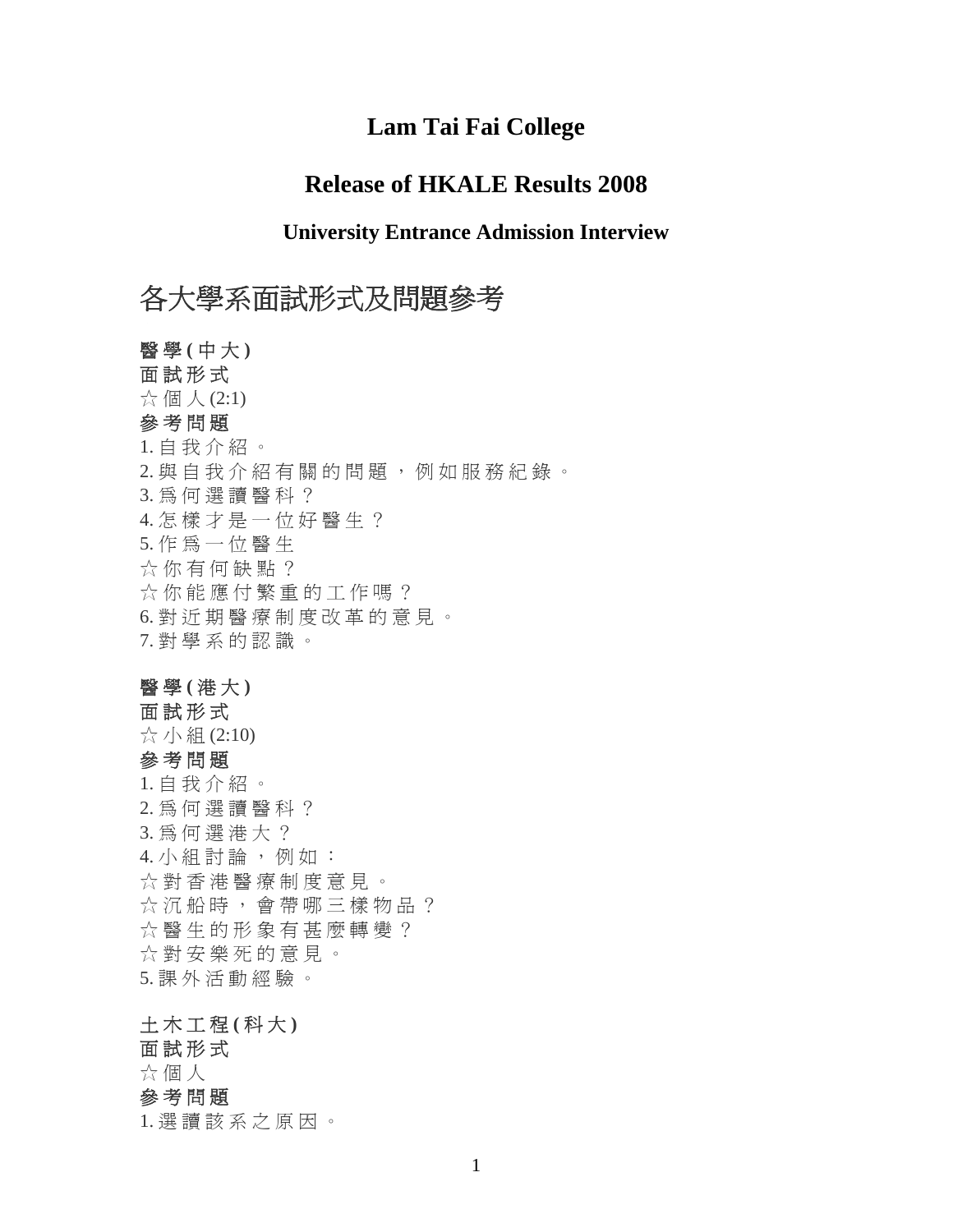# Lam Tai Fai College

## Release of HKALE Results 2008

### University Entrance Admission Interview

# 各大學系面試形式及問題參考

**醫學(中大)**

**面試形式**

☆ 個人(2:1)

**參考問題**

1. 自我介紹。
2. 與自我介紹有關的問題，例如服務紀錄。
3. 為何選讀醫科？
4. 怎樣才是一位好醫生？
5. 作為一位醫生

☆ 你有何缺點？

☆ 你能應付繁重的工作嗎？

6. 對近期醫療制度改革的意見。
7. 對學系的認識。

**醫學(港大)**

**面試形式**

☆ 小組(2:10)

**參考問題**

1. 自我介紹。
2. 為何選讀醫科？
3. 為何選港大？
4. 小組討論，例如：

☆ 對香港醫療制度意見。

☆ 沉船時，會帶哪三樣物品？

☆ 醫生的形象有甚麼轉變？

☆ 對安樂死的意見。

5. 課外活動經驗。

**土木工程(科大)**

**面試形式**

☆ 個人

**參考問題**

1. 選讀該系之原因。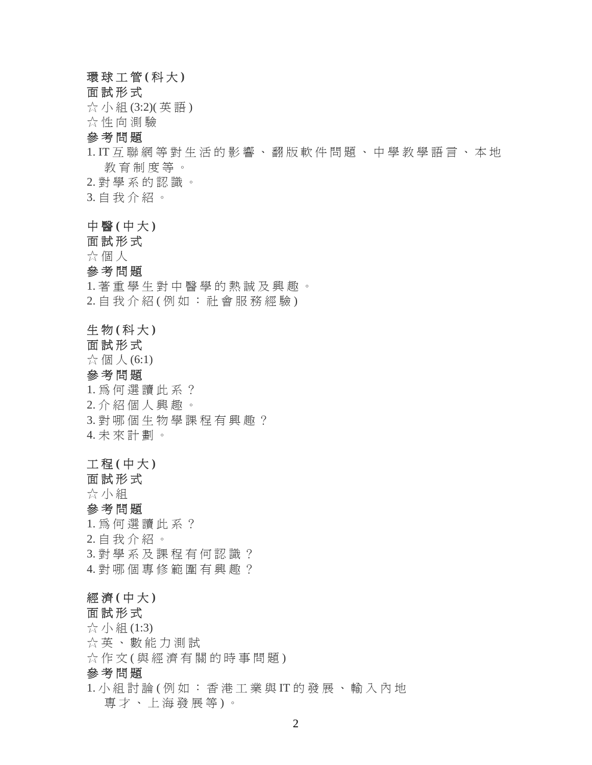**環球工管(科大)**

**面試形式**

☆小組(3:2)(英語)

☆性向測驗

**參考問題**

1. IT互聯網等對生活的影響、翻版軟件問題、中學教學語言、本地教育制度等。
2. 對學系的認識。
3. 自我介紹。

**中醫(中大)**

**面試形式**

☆個人

**參考問題**

1. 著重學生對中醫學的熱誠及興趣。
2. 自我介紹(例如：社會服務經驗)

**生物(科大)**

**面試形式**

☆個人(6:1)

**參考問題**

1. 為何選讀此系？
2. 介紹個人興趣。
3. 對哪個生物學課程有興趣？
4. 未來計劃。

**工程(中大)**

**面試形式**

☆小組

**參考問題**

1. 為何選讀此系？
2. 自我介紹。
3. 對學系及課程有何認識？
4. 對哪個專修範圍有興趣？

**經濟(中大)**

**面試形式**

☆小組(1:3)

☆英、數能力測試

☆作文(與經濟有關的時事問題)

**參考問題**

1. 小組討論(例如：香港工業與IT的發展、輸入內地專才、上海發展等)。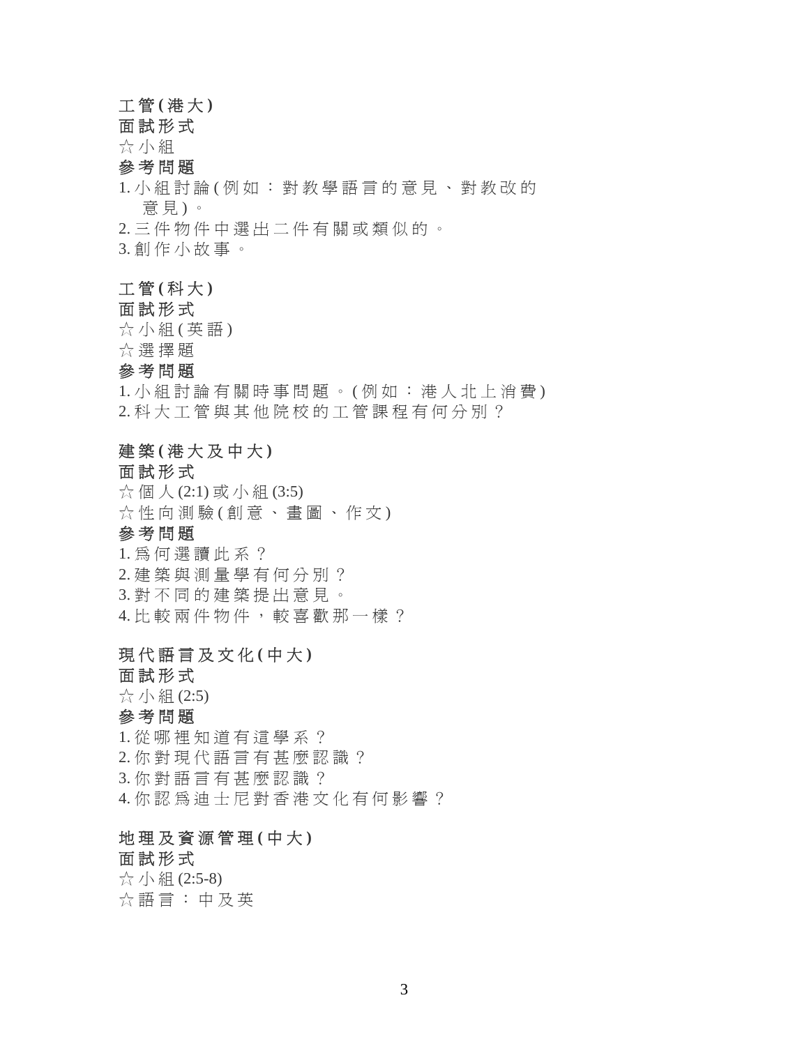**工管(港大)**

**面試形式**

☆小組

**參考問題**

1. 小組討論(例如：對教學語言的意見、對教改的意見)。
2. 三件物件中選出二件有關或類似的。
3. 創作小故事。

**工管(科大)**

**面試形式**

☆小組(英語)

☆選擇題

**參考問題**

1. 小組討論有關時事問題。(例如：港人北上消費)
2. 科大工管與其他院校的工管課程有何分別？

**建築(港大及中大)**

**面試形式**

☆個人(2:1)或小組(3:5)

☆性向測驗(創意、畫圖、作文)

**參考問題**

1. 為何選讀此系？
2. 建築與測量學有何分別？
3. 對不同的建築提出意見。
4. 比較兩件物件，較喜歡那一樣？

**現代語言及文化(中大)**

**面試形式**

☆小組(2:5)

**參考問題**

1. 從哪裡知道有這學系？
2. 你對現代語言有甚麼認識？
3. 你對語言有甚麼認識？
4. 你認為迪士尼對香港文化有何影響？

**地理及資源管理(中大)**

**面試形式**

☆小組(2:5-8)

☆語言：中及英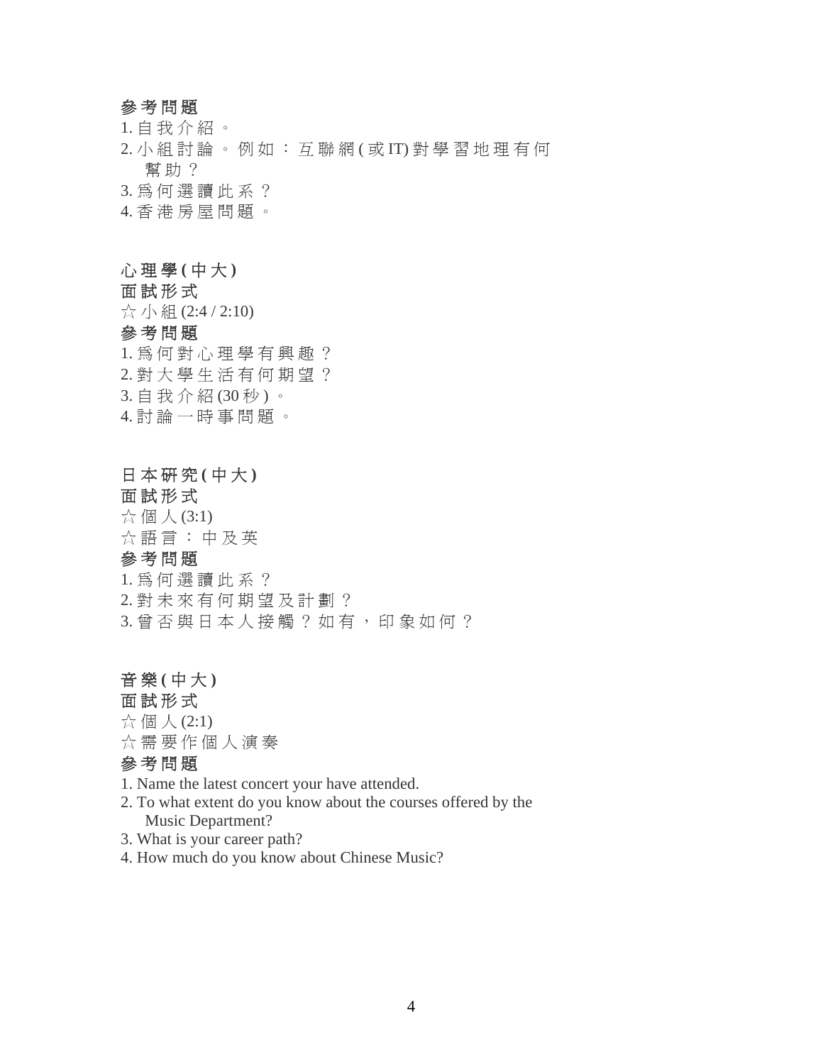**參考問題**

1. 自我介紹。
2. 小組討論。例如：互聯網(或IT)對學習地理有何幫助？
3. 爲何選讀此系？
4. 香港房屋問題。

**心理學(中大)**

**面試形式**

☆小組(2:4 / 2:10)

**參考問題**

1. 爲何對心理學有興趣？
2. 對大學生活有何期望？
3. 自我介紹(30秒)。
4. 討論一時事問題。

**日本研究(中大)**

**面試形式**

☆個人(3:1)

☆語言：中及英

**參考問題**

1. 爲何選讀此系？
2. 對未來有何期望及計劃？
3. 曾否與日本人接觸？如有，印象如何？

**音樂(中大)**

**面試形式**

☆個人(2:1)

☆需要作個人演奏

**參考問題**

1. Name the latest concert your have attended.
2. To what extent do you know about the courses offered by the Music Department?
3. What is your career path?
4. How much do you know about Chinese Music?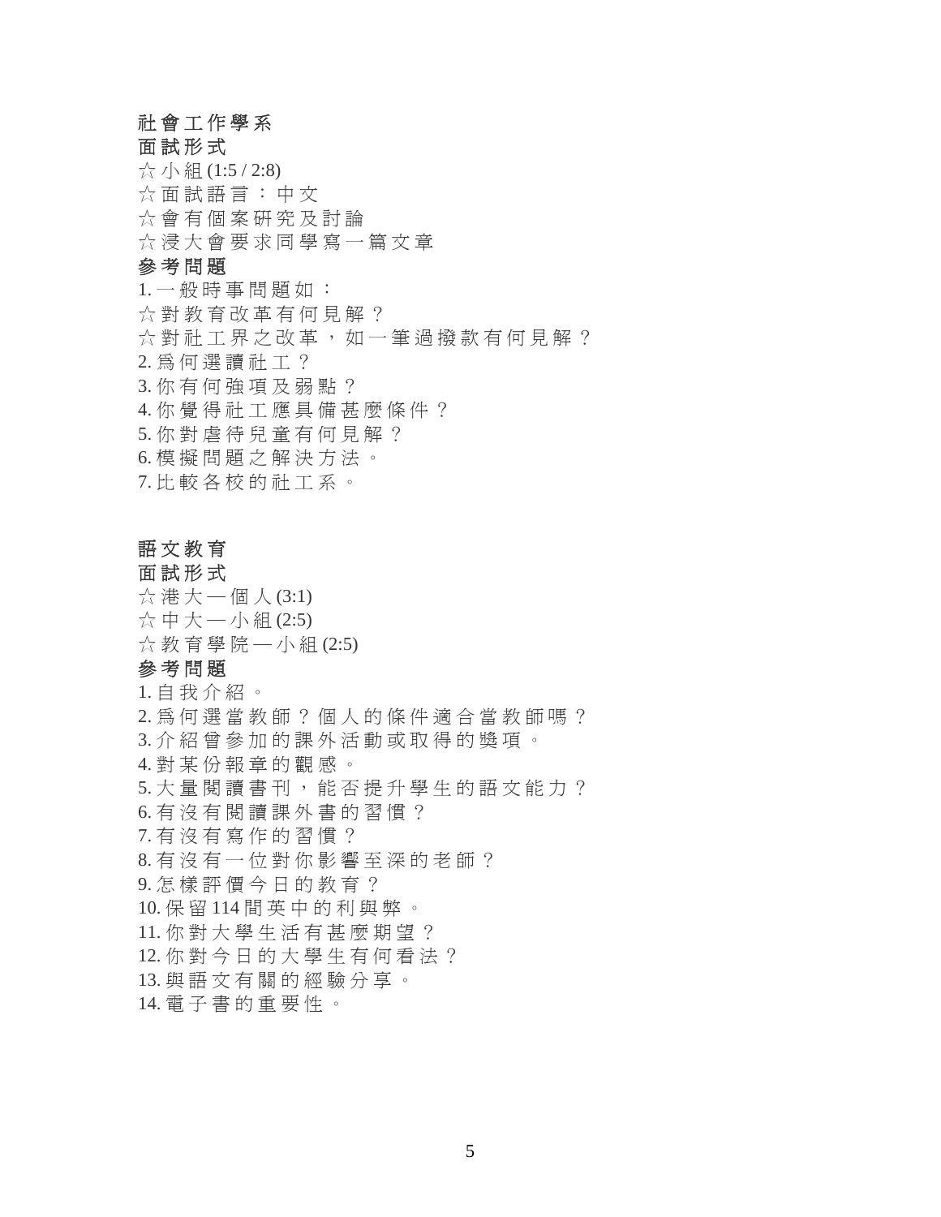## 社會工作學系

### 面試形式

☆ 小組 (1:5 / 2:8)
☆ 面試語言：中文
☆ 會有個案研究及討論
☆ 浸大會要求同學寫一篇文章

### 參考問題

1. 一般時事問題如：
   ☆ 對教育改革有何見解？
   ☆ 對社工界之改革，如一筆過撥款有何見解？
2. 為何選讀社工？
3. 你有何強項及弱點？
4. 你覺得社工應具備甚麼條件？
5. 你對虐待兒童有何見解？
6. 模擬問題之解決方法。
7. 比較各校的社工系。

## 語文教育

### 面試形式

☆ 港大—個人 (3:1)
☆ 中大—小組 (2:5)
☆ 教育學院—小組 (2:5)

### 參考問題

1. 自我介紹。
2. 為何選當教師？個人的條件適合當教師嗎？
3. 介紹曾參加的課外活動或取得的獎項。
4. 對某份報章的觀感。
5. 大量閱讀書刊，能否提升學生的語文能力？
6. 有沒有閱讀課外書的習慣？
7. 有沒有寫作的習慣？
8. 有沒有一位對你影響至深的老師？
9. 怎樣評價今日的教育？
10. 保留 114 間英中的利與弊。
11. 你對大學生活有甚麼期望？
12. 你對今日的大學生有何看法？
13. 與語文有關的經驗分享。
14. 電子書的重要性。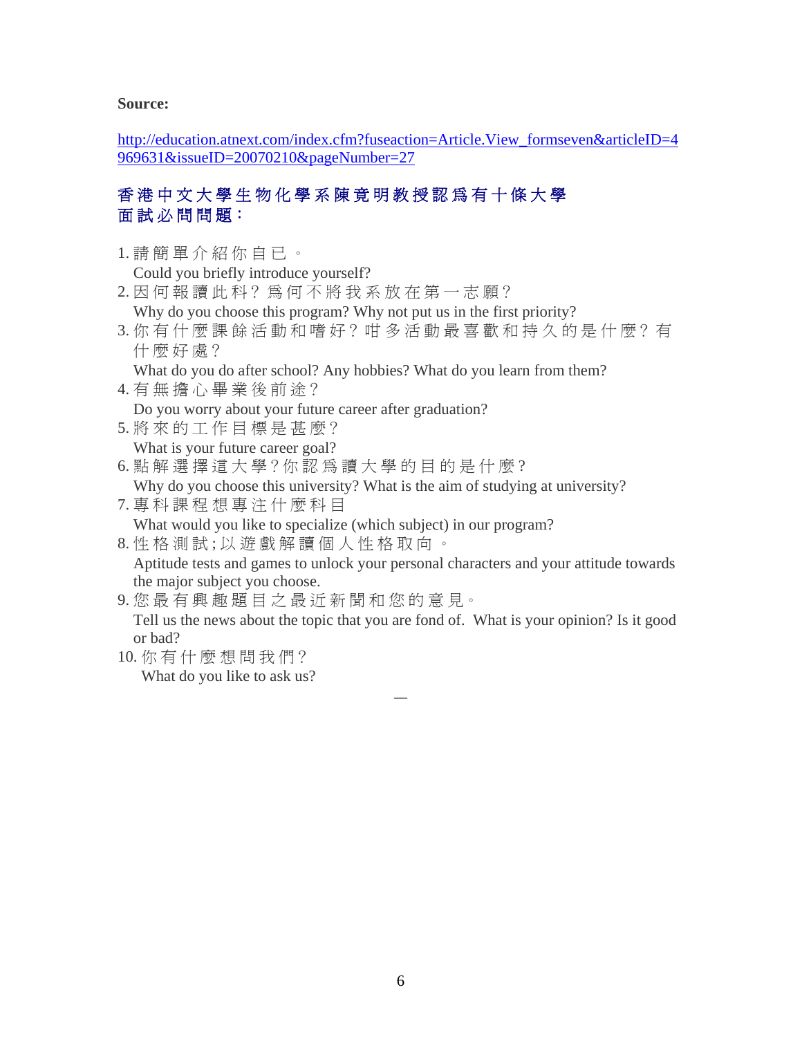**Source:**

http://education.atnext.com/index.cfm?fuseaction=Article.View_formseven&articleID=4969631&issueID=20070210&pageNumber=27

## 香港中文大學生物化學系陳竟明教授認爲有十條大學面試必問問題：

1. 請簡單介紹你自已。
   Could you briefly introduce yourself?
2. 因何報讀此科？爲何不將我系放在第一志願？
   Why do you choose this program? Why not put us in the first priority?
3. 你有什麼課餘活動和嗜好？咁多活動最喜歡和持久的是什麼？有什麼好處？
   What do you do after school? Any hobbies? What do you learn from them?
4. 有無擔心畢業後前途？
   Do you worry about your future career after graduation?
5. 將來的工作目標是甚麼？
   What is your future career goal?
6. 點解選擇這大學？你認爲讀大學的目的是什麼？
   Why do you choose this university? What is the aim of studying at university?
7. 專科課程想專注什麼科目
   What would you like to specialize (which subject) in our program?
8. 性格測試;以遊戲解讀個人性格取向。
   Aptitude tests and games to unlock your personal characters and your attitude towards the major subject you choose.
9. 您最有興趣題目之最近新聞和您的意見。
   Tell us the news about the topic that you are fond of. What is your opinion? Is it good or bad?
10. 你有什麼想問我們？
    What do you like to ask us?

—